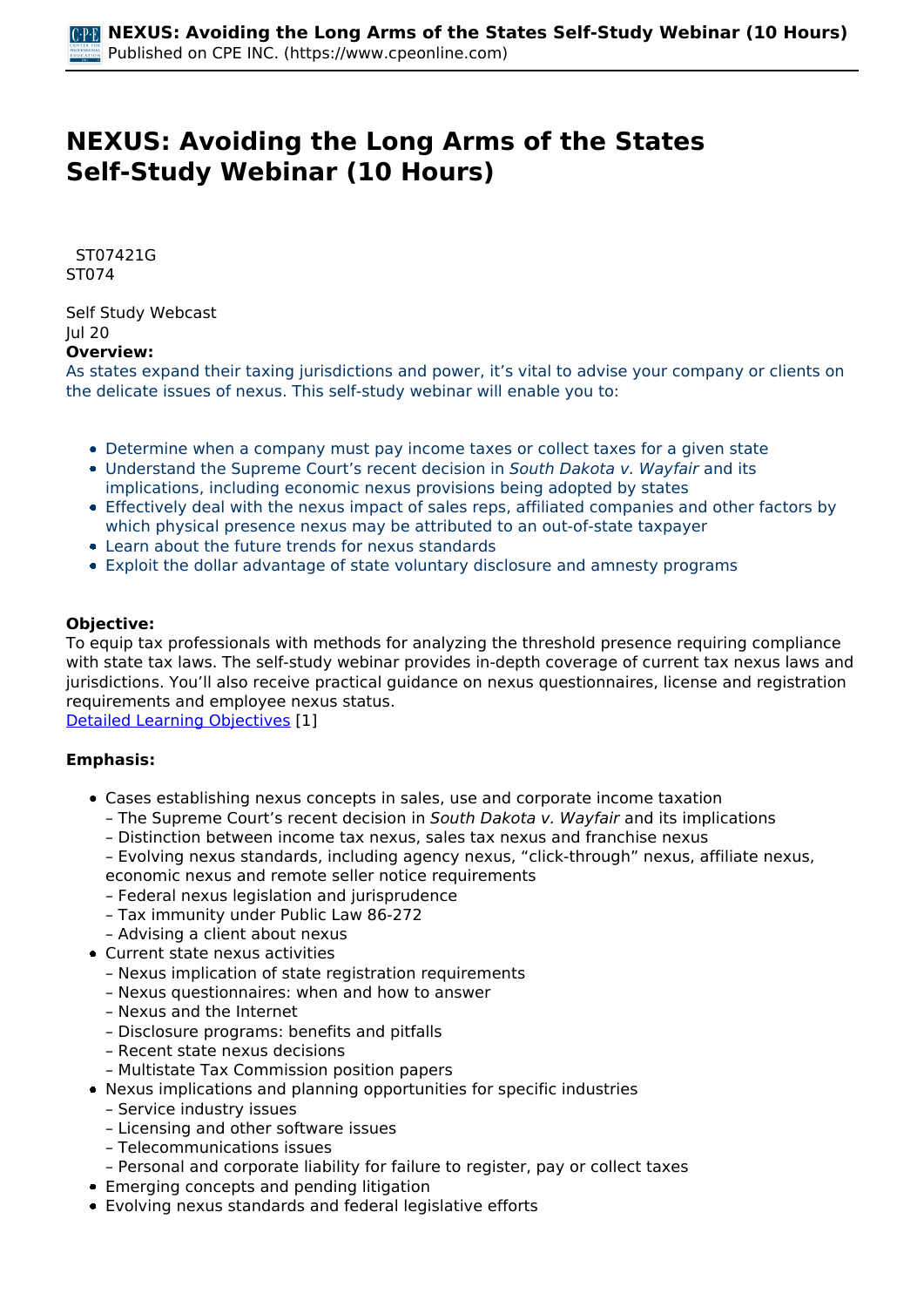# NEXUS: Avoiding the Long Arms of the States Self-Study Webinar (10 Hours)

ST07421G
ST074

Self Study Webcast
Jul 20

**Overview:**

As states expand their taxing jurisdictions and power, it's vital to advise your company or clients on the delicate issues of nexus. This self-study webinar will enable you to:

- Determine when a company must pay income taxes or collect taxes for a given state
- Understand the Supreme Court's recent decision in *South Dakota v. Wayfair* and its implications, including economic nexus provisions being adopted by states
- Effectively deal with the nexus impact of sales reps, affiliated companies and other factors by which physical presence nexus may be attributed to an out-of-state taxpayer
- Learn about the future trends for nexus standards
- Exploit the dollar advantage of state voluntary disclosure and amnesty programs

**Objective:**

To equip tax professionals with methods for analyzing the threshold presence requiring compliance with state tax laws. The self-study webinar provides in-depth coverage of current tax nexus laws and jurisdictions. You'll also receive practical guidance on nexus questionnaires, license and registration requirements and employee nexus status.
Detailed Learning Objectives [1]

**Emphasis:**

- Cases establishing nexus concepts in sales, use and corporate income taxation
  – The Supreme Court's recent decision in *South Dakota v. Wayfair* and its implications
  – Distinction between income tax nexus, sales tax nexus and franchise nexus
  – Evolving nexus standards, including agency nexus, "click-through" nexus, affiliate nexus, economic nexus and remote seller notice requirements
  – Federal nexus legislation and jurisprudence
  – Tax immunity under Public Law 86-272
  – Advising a client about nexus
- Current state nexus activities
  – Nexus implication of state registration requirements
  – Nexus questionnaires: when and how to answer
  – Nexus and the Internet
  – Disclosure programs: benefits and pitfalls
  – Recent state nexus decisions
  – Multistate Tax Commission position papers
- Nexus implications and planning opportunities for specific industries
  – Service industry issues
  – Licensing and other software issues
  – Telecommunications issues
  – Personal and corporate liability for failure to register, pay or collect taxes
- Emerging concepts and pending litigation
- Evolving nexus standards and federal legislative efforts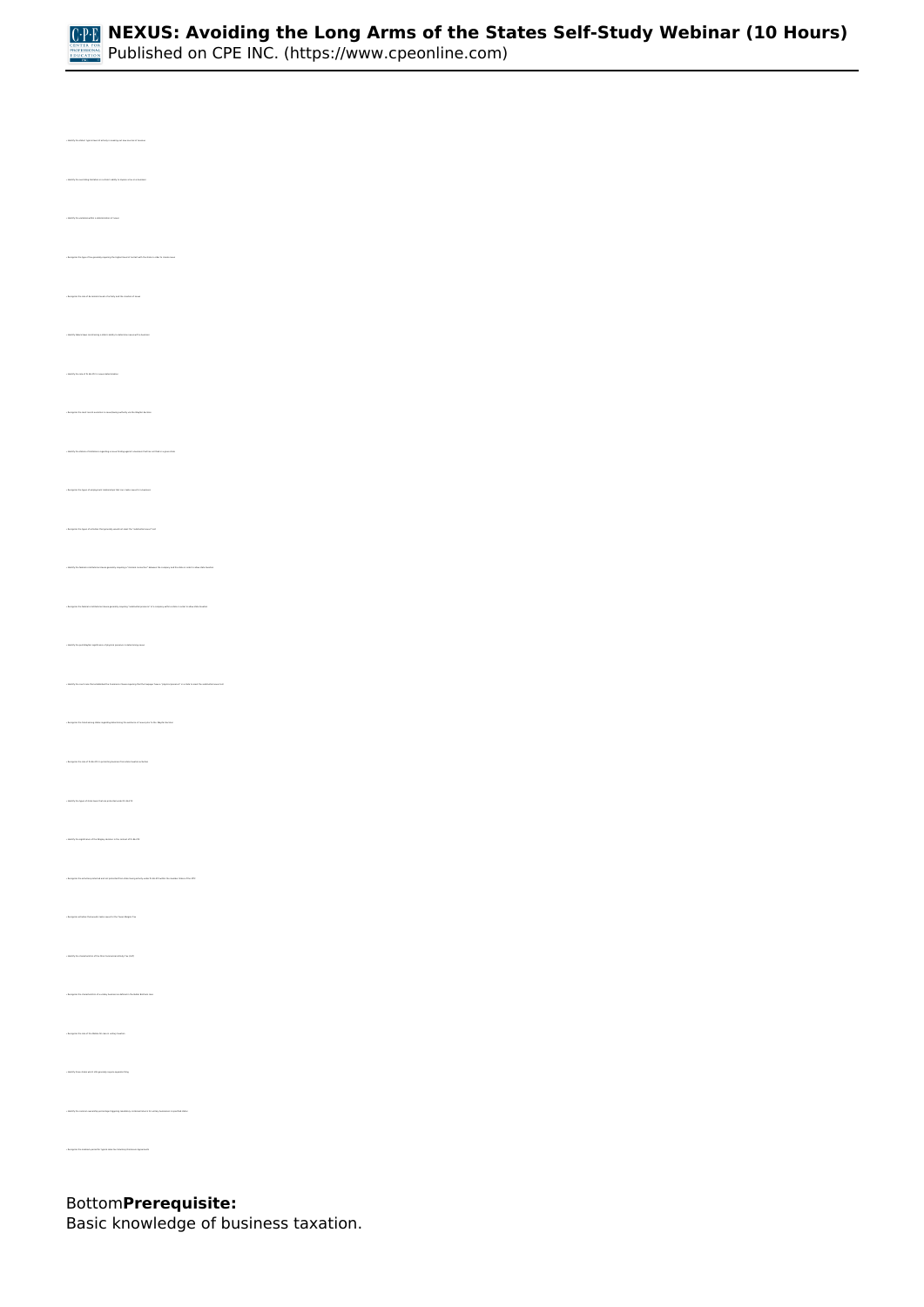Bottom**Prerequisite:**

Basic knowledge of business taxation.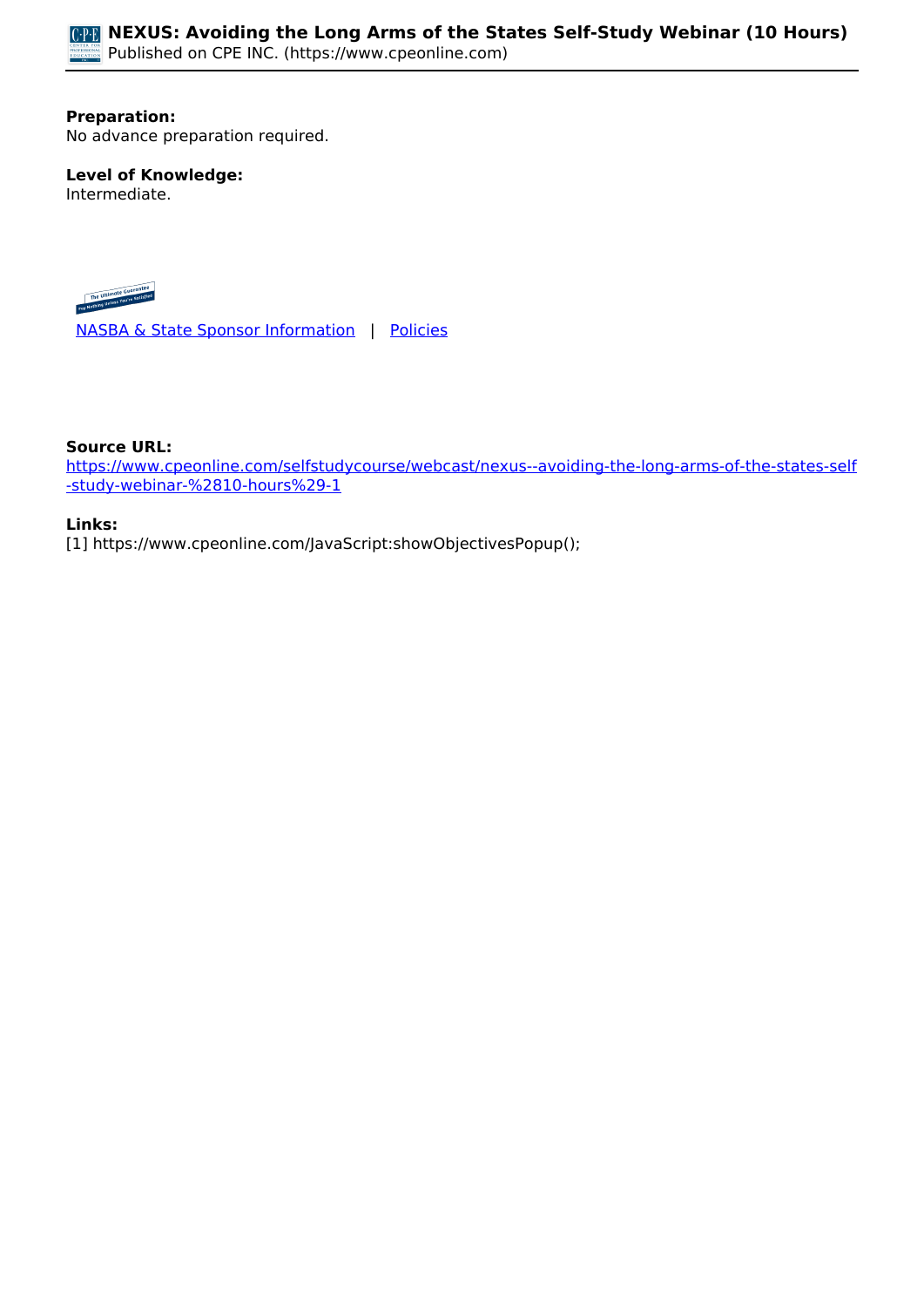**Preparation:**
No advance preparation required.

**Level of Knowledge:**
Intermediate.

[NASBA & State Sponsor Information](#) | [Policies](#)

**Source URL:**
https://www.cpeonline.com/selfstudycourse/webcast/nexus--avoiding-the-long-arms-of-the-states-self-study-webinar-%2810-hours%29-1

**Links:**
[1] https://www.cpeonline.com/JavaScript:showObjectivesPopup();